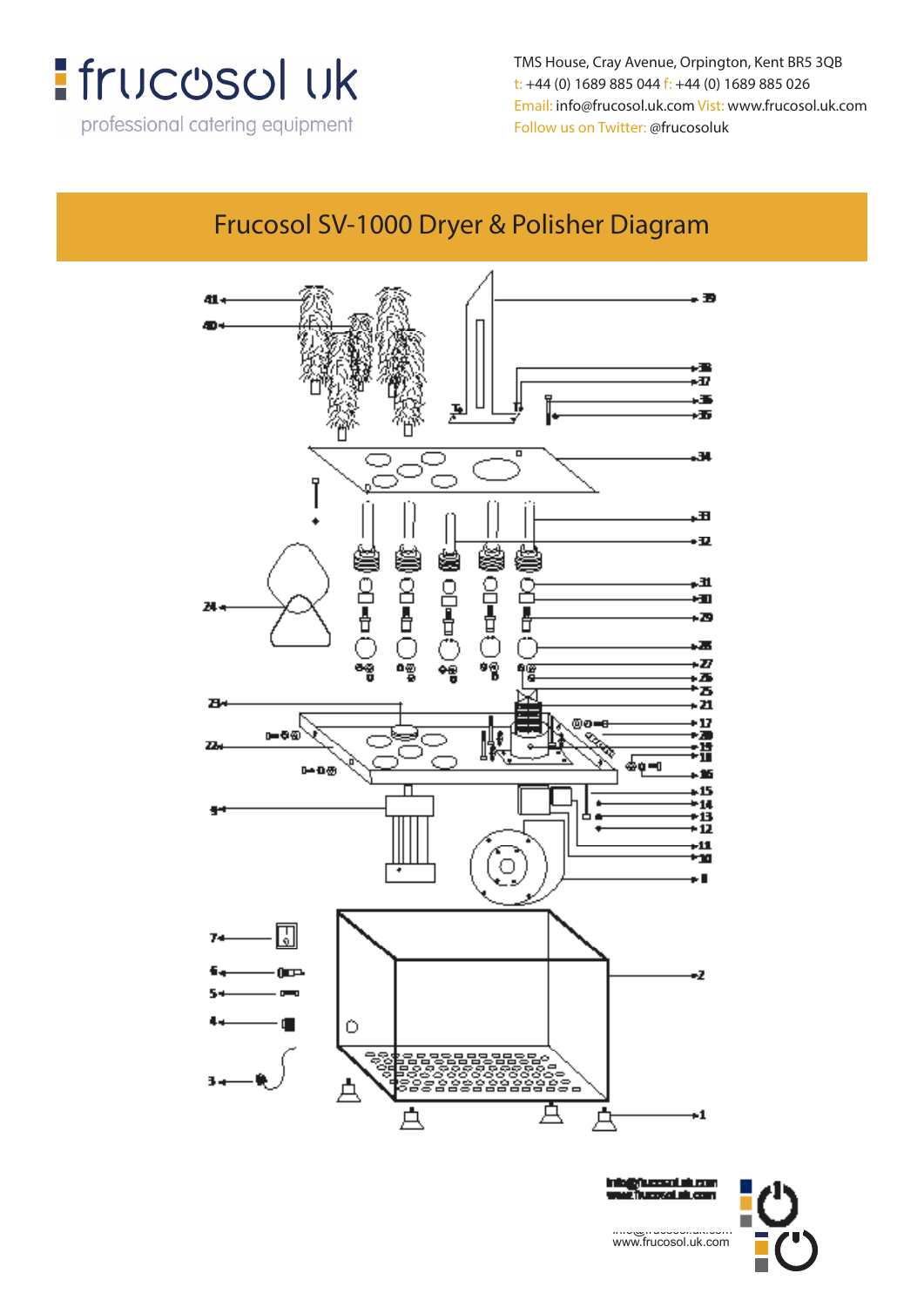frucosol uk

professional catering equipment

TMS House, Cray Avenue, Orpington, Kent BR5 3QB
t: +44 (0) 1689 885 044 f: +44 (0) 1689 885 026
Email: info@frucosol.uk.com Visit: www.frucosol.uk.com
Follow us on Twitter: @frucosoluk

# Frucosol SV-1000 Dryer & Polisher Diagram

41 40 39 38 37 36 35 34 33 32 31 30 29 28 27 26 25 24 23 22 21 20 19 18 17 16 15 14 13 12 11 10 9 8 7 6 5 4 3 2 1

info@frucosol.uk.com
www.frucosol.uk.com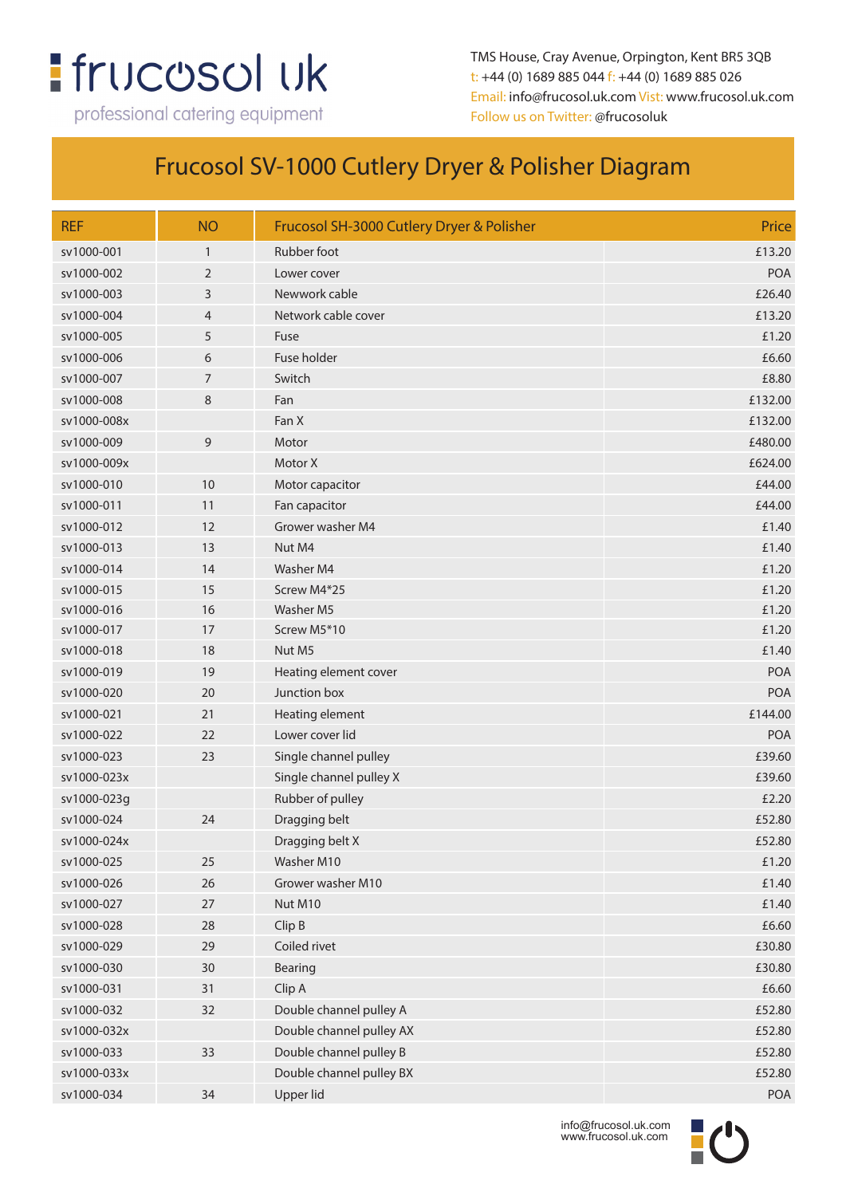frucosol uk

professional catering equipment

TMS House, Cray Avenue, Orpington, Kent BR5 3QB
t: +44 (0) 1689 885 044 f: +44 (0) 1689 885 026
Email: info@frucosol.uk.com Visit: www.frucosol.uk.com
Follow us on Twitter: @frucosoluk

# Frucosol SV-1000 Cutlery Dryer & Polisher Diagram

| REF | NO | Frucosol SH-3000 Cutlery Dryer & Polisher | Price |
|---|---|---|---|
| sv1000-001 | 1 | Rubber foot | £13.20 |
| sv1000-002 | 2 | Lower cover | POA |
| sv1000-003 | 3 | Newwork cable | £26.40 |
| sv1000-004 | 4 | Network cable cover | £13.20 |
| sv1000-005 | 5 | Fuse | £1.20 |
| sv1000-006 | 6 | Fuse holder | £6.60 |
| sv1000-007 | 7 | Switch | £8.80 |
| sv1000-008 | 8 | Fan | £132.00 |
| sv1000-008x | | Fan X | £132.00 |
| sv1000-009 | 9 | Motor | £480.00 |
| sv1000-009x | | Motor X | £624.00 |
| sv1000-010 | 10 | Motor capacitor | £44.00 |
| sv1000-011 | 11 | Fan capacitor | £44.00 |
| sv1000-012 | 12 | Grower washer M4 | £1.40 |
| sv1000-013 | 13 | Nut M4 | £1.40 |
| sv1000-014 | 14 | Washer M4 | £1.20 |
| sv1000-015 | 15 | Screw M4*25 | £1.20 |
| sv1000-016 | 16 | Washer M5 | £1.20 |
| sv1000-017 | 17 | Screw M5*10 | £1.20 |
| sv1000-018 | 18 | Nut M5 | £1.40 |
| sv1000-019 | 19 | Heating element cover | POA |
| sv1000-020 | 20 | Junction box | POA |
| sv1000-021 | 21 | Heating element | £144.00 |
| sv1000-022 | 22 | Lower cover lid | POA |
| sv1000-023 | 23 | Single channel pulley | £39.60 |
| sv1000-023x | | Single channel pulley X | £39.60 |
| sv1000-023g | | Rubber of pulley | £2.20 |
| sv1000-024 | 24 | Dragging belt | £52.80 |
| sv1000-024x | | Dragging belt X | £52.80 |
| sv1000-025 | 25 | Washer M10 | £1.20 |
| sv1000-026 | 26 | Grower washer M10 | £1.40 |
| sv1000-027 | 27 | Nut M10 | £1.40 |
| sv1000-028 | 28 | Clip B | £6.60 |
| sv1000-029 | 29 | Coiled rivet | £30.80 |
| sv1000-030 | 30 | Bearing | £30.80 |
| sv1000-031 | 31 | Clip A | £6.60 |
| sv1000-032 | 32 | Double channel pulley A | £52.80 |
| sv1000-032x | | Double channel pulley AX | £52.80 |
| sv1000-033 | 33 | Double channel pulley B | £52.80 |
| sv1000-033x | | Double channel pulley BX | £52.80 |
| sv1000-034 | 34 | Upper lid | POA |

info@frucosol.uk.com
www.frucosol.uk.com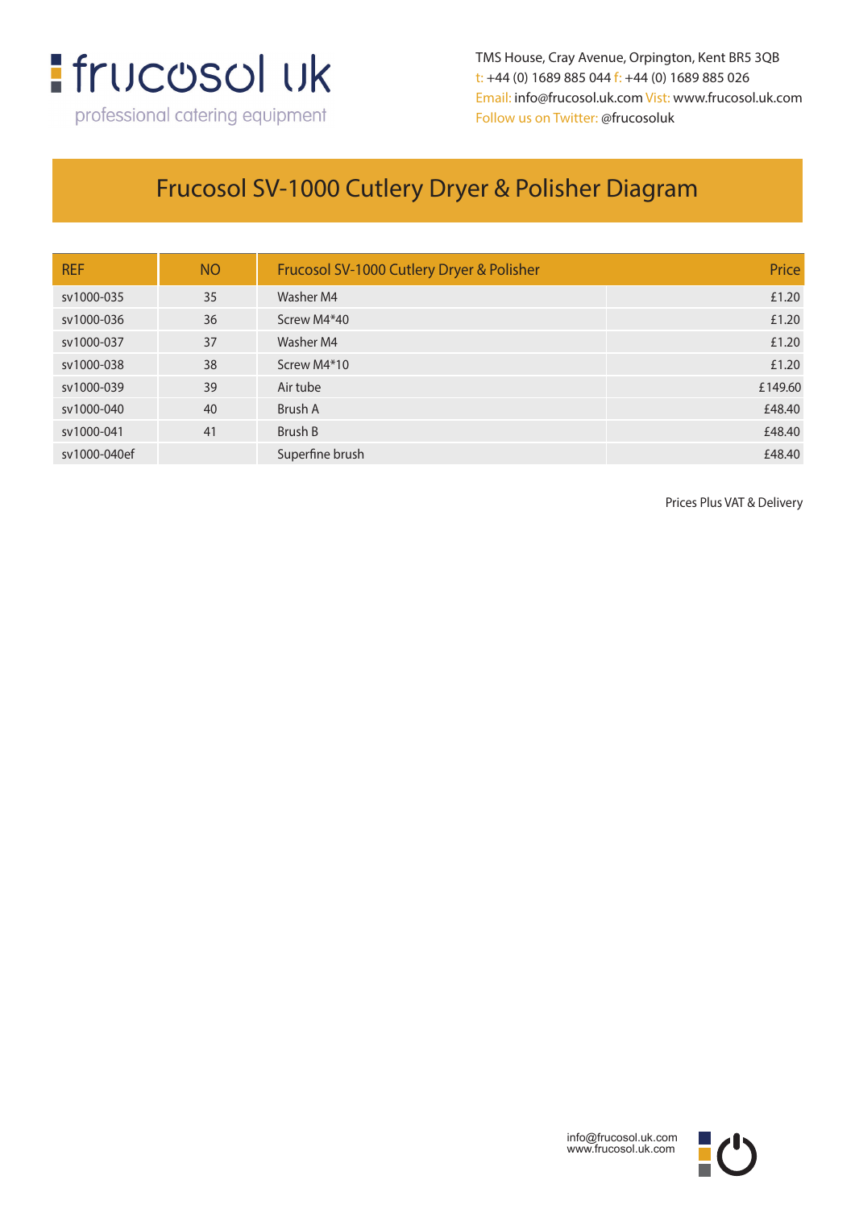frucosol uk

professional catering equipment

TMS House, Cray Avenue, Orpington, Kent BR5 3QB
t: +44 (0) 1689 885 044 f: +44 (0) 1689 885 026
Email: info@frucosol.uk.com Vist: www.frucosol.uk.com
Follow us on Twitter: @frucosoluk

# Frucosol SV-1000 Cutlery Dryer & Polisher Diagram

| REF | NO | Frucosol SV-1000 Cutlery Dryer & Polisher | Price |
|---|---|---|---|
| sv1000-035 | 35 | Washer M4 | £1.20 |
| sv1000-036 | 36 | Screw M4*40 | £1.20 |
| sv1000-037 | 37 | Washer M4 | £1.20 |
| sv1000-038 | 38 | Screw M4*10 | £1.20 |
| sv1000-039 | 39 | Air tube | £149.60 |
| sv1000-040 | 40 | Brush A | £48.40 |
| sv1000-041 | 41 | Brush B | £48.40 |
| sv1000-040ef | | Superfine brush | £48.40 |

Prices Plus VAT & Delivery

info@frucosol.uk.com
www.frucosol.uk.com